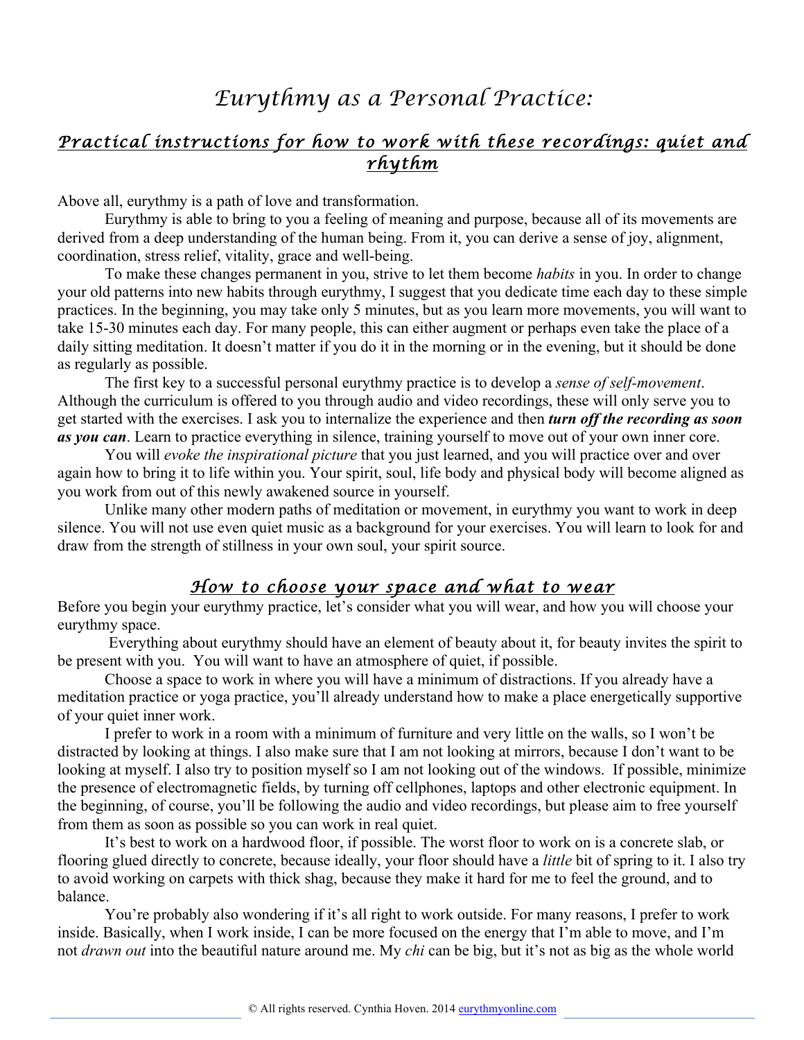# Eurythmy as a Personal Practice:

## Practical instructions for how to work with these recordings: quiet and rhythm

Above all, eurythmy is a path of love and transformation.

Eurythmy is able to bring to you a feeling of meaning and purpose, because all of its movements are derived from a deep understanding of the human being. From it, you can derive a sense of joy, alignment, coordination, stress relief, vitality, grace and well-being.

To make these changes permanent in you, strive to let them become *habits* in you. In order to change your old patterns into new habits through eurythmy, I suggest that you dedicate time each day to these simple practices. In the beginning, you may take only 5 minutes, but as you learn more movements, you will want to take 15-30 minutes each day. For many people, this can either augment or perhaps even take the place of a daily sitting meditation. It doesn't matter if you do it in the morning or in the evening, but it should be done as regularly as possible.

The first key to a successful personal eurythmy practice is to develop a *sense of self-movement*. Although the curriculum is offered to you through audio and video recordings, these will only serve you to get started with the exercises. I ask you to internalize the experience and then ***turn off the recording as soon as you can***. Learn to practice everything in silence, training yourself to move out of your own inner core.

You will *evoke the inspirational picture* that you just learned, and you will practice over and over again how to bring it to life within you. Your spirit, soul, life body and physical body will become aligned as you work from out of this newly awakened source in yourself.

Unlike many other modern paths of meditation or movement, in eurythmy you want to work in deep silence. You will not use even quiet music as a background for your exercises. You will learn to look for and draw from the strength of stillness in your own soul, your spirit source.

## How to choose your space and what to wear

Before you begin your eurythmy practice, let's consider what you will wear, and how you will choose your eurythmy space.

Everything about eurythmy should have an element of beauty about it, for beauty invites the spirit to be present with you. You will want to have an atmosphere of quiet, if possible.

Choose a space to work in where you will have a minimum of distractions. If you already have a meditation practice or yoga practice, you'll already understand how to make a place energetically supportive of your quiet inner work.

I prefer to work in a room with a minimum of furniture and very little on the walls, so I won't be distracted by looking at things. I also make sure that I am not looking at mirrors, because I don't want to be looking at myself. I also try to position myself so I am not looking out of the windows. If possible, minimize the presence of electromagnetic fields, by turning off cellphones, laptops and other electronic equipment. In the beginning, of course, you'll be following the audio and video recordings, but please aim to free yourself from them as soon as possible so you can work in real quiet.

It's best to work on a hardwood floor, if possible. The worst floor to work on is a concrete slab, or flooring glued directly to concrete, because ideally, your floor should have a *little* bit of spring to it. I also try to avoid working on carpets with thick shag, because they make it hard for me to feel the ground, and to balance.

You're probably also wondering if it's all right to work outside. For many reasons, I prefer to work inside. Basically, when I work inside, I can be more focused on the energy that I'm able to move, and I'm not *drawn out* into the beautiful nature around me. My *chi* can be big, but it's not as big as the whole world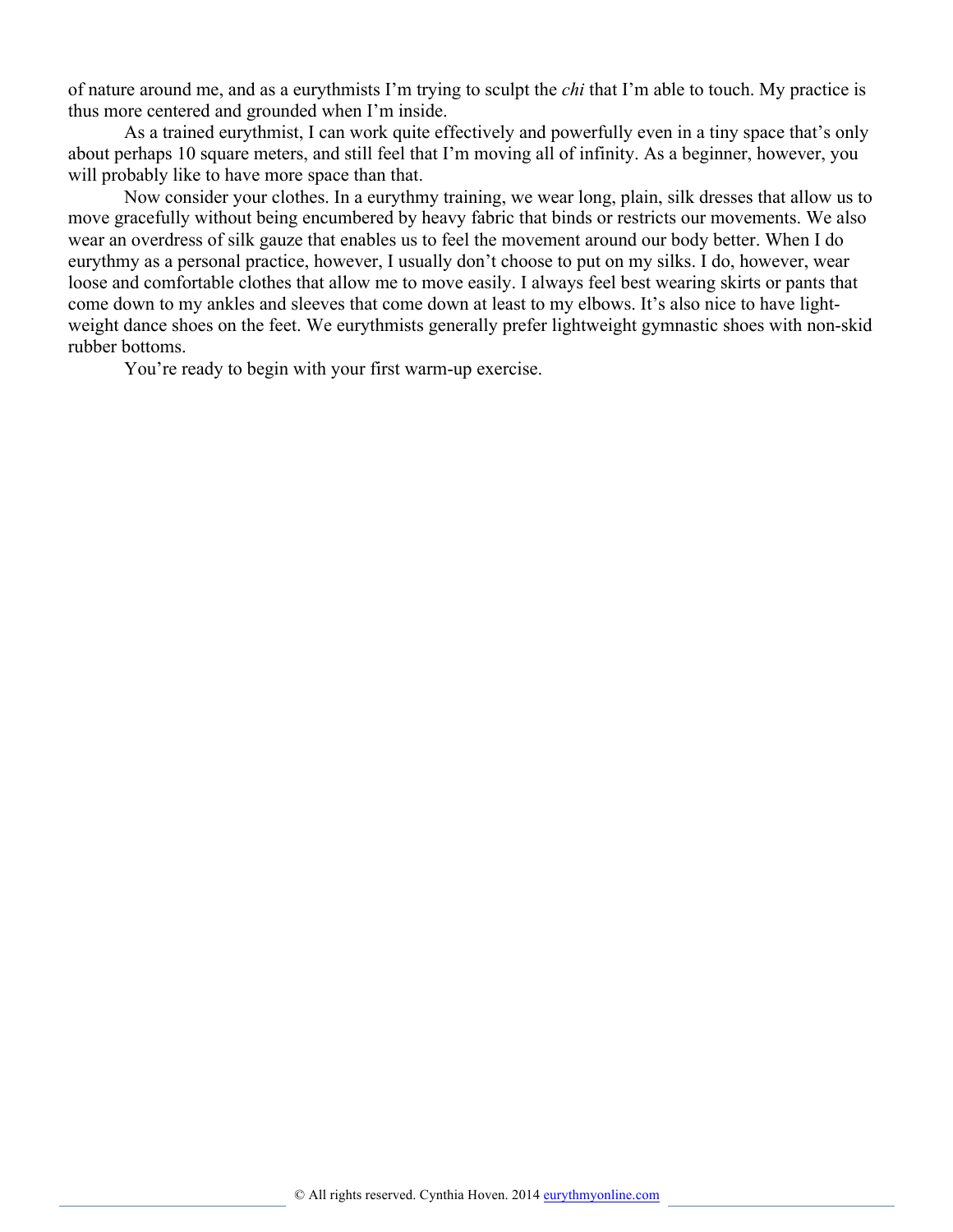of nature around me, and as a eurythmists I'm trying to sculpt the *chi* that I'm able to touch. My practice is thus more centered and grounded when I'm inside.

As a trained eurythmist, I can work quite effectively and powerfully even in a tiny space that's only about perhaps 10 square meters, and still feel that I'm moving all of infinity. As a beginner, however, you will probably like to have more space than that.

Now consider your clothes. In a eurythmy training, we wear long, plain, silk dresses that allow us to move gracefully without being encumbered by heavy fabric that binds or restricts our movements. We also wear an overdress of silk gauze that enables us to feel the movement around our body better. When I do eurythmy as a personal practice, however, I usually don't choose to put on my silks. I do, however, wear loose and comfortable clothes that allow me to move easily. I always feel best wearing skirts or pants that come down to my ankles and sleeves that come down at least to my elbows. It's also nice to have light-weight dance shoes on the feet. We eurythmists generally prefer lightweight gymnastic shoes with non-skid rubber bottoms.

You're ready to begin with your first warm-up exercise.